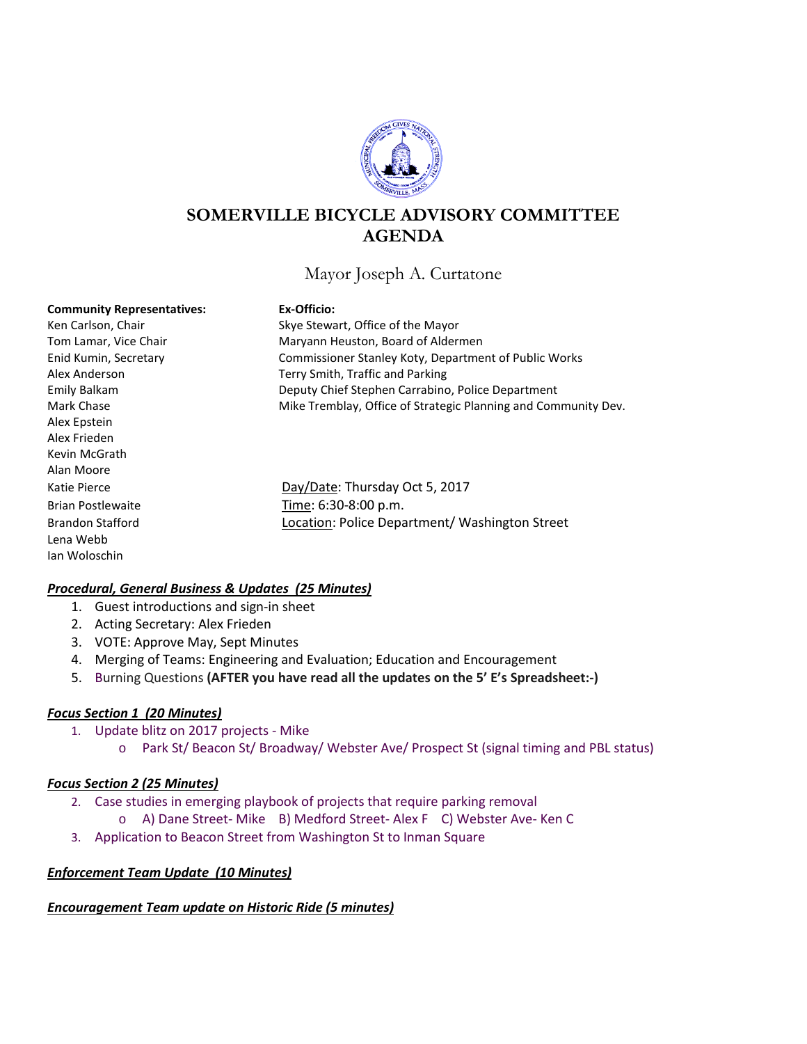# SOMERVILLE BICYCLE ADVISORY COMMITTEE AGENDA

Mayor Joseph A. Curtatone

**Community Representatives:**

Ken Carlson, Chair
Tom Lamar, Vice Chair
Enid Kumin, Secretary
Alex Anderson
Emily Balkam
Mark Chase
Alex Epstein
Alex Frieden
Kevin McGrath
Alan Moore
Katie Pierce
Brian Postlewaite
Brandon Stafford
Lena Webb
Ian Woloschin

**Ex-Officio:**

Skye Stewart, Office of the Mayor
Maryann Heuston, Board of Aldermen
Commissioner Stanley Koty, Department of Public Works
Terry Smith, Traffic and Parking
Deputy Chief Stephen Carrabino, Police Department
Mike Tremblay, Office of Strategic Planning and Community Dev.

Day/Date: Thursday Oct 5, 2017
Time: 6:30-8:00 p.m.
Location: Police Department/ Washington Street

***Procedural, General Business & Updates (25 Minutes)***

1. Guest introductions and sign-in sheet
2. Acting Secretary: Alex Frieden
3. VOTE: Approve May, Sept Minutes
4. Merging of Teams: Engineering and Evaluation; Education and Encouragement
5. Burning Questions **(AFTER you have read all the updates on the 5' E's Spreadsheet:-)**

***Focus Section 1 (20 Minutes)***

1. Update blitz on 2017 projects - Mike
   - Park St/ Beacon St/ Broadway/ Webster Ave/ Prospect St (signal timing and PBL status)

***Focus Section 2 (25 Minutes)***

2. Case studies in emerging playbook of projects that require parking removal
   - A) Dane Street- Mike B) Medford Street- Alex F C) Webster Ave- Ken C
3. Application to Beacon Street from Washington St to Inman Square

***Enforcement Team Update (10 Minutes)***

***Encouragement Team update on Historic Ride (5 minutes)***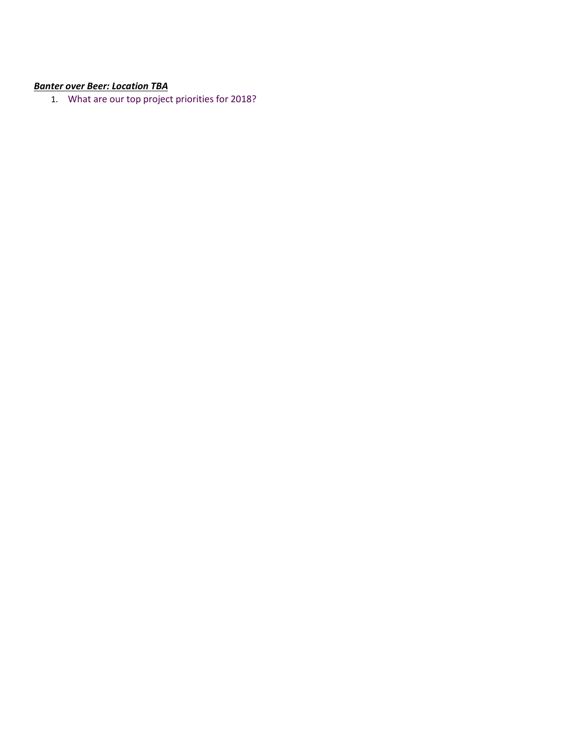***Banter over Beer: Location TBA***

1. What are our top project priorities for 2018?